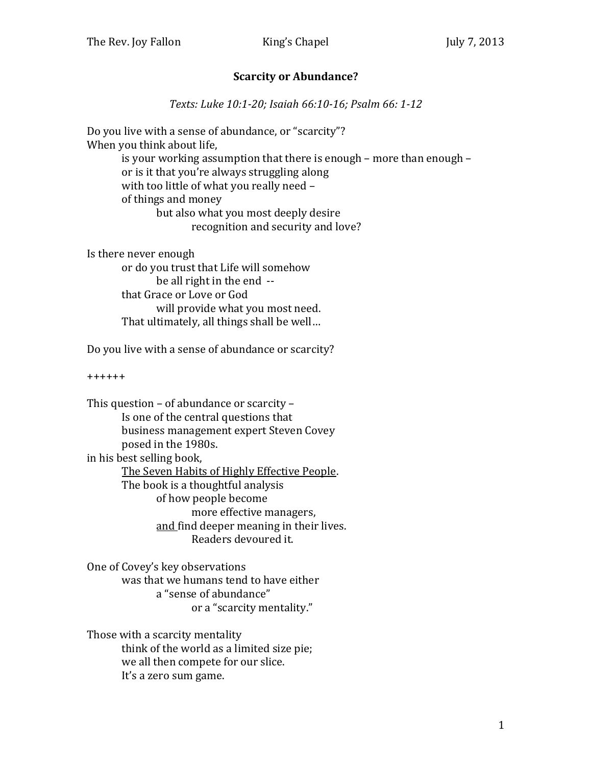The Rev. Joy Fallon King's Chapel July 7, 2013

# Scarcity or Abundance?

*Texts: Luke 10:1-20; Isaiah 66:10-16; Psalm 66: 1-12*

Do you live with a sense of abundance, or "scarcity"?
When you think about life,
is your working assumption that there is enough – more than enough –
or is it that you're always struggling along
with too little of what you really need –
of things and money
but also what you most deeply desire
recognition and security and love?

Is there never enough
or do you trust that Life will somehow
be all right in the end --
that Grace or Love or God
will provide what you most need.
That ultimately, all things shall be well…

Do you live with a sense of abundance or scarcity?

++++++

This question – of abundance or scarcity –
Is one of the central questions that
business management expert Steven Covey
posed in the 1980s.
in his best selling book,
<u>The Seven Habits of Highly Effective People</u>.
The book is a thoughtful analysis
of how people become
more effective managers,
<u>and</u> find deeper meaning in their lives.
Readers devoured it.

One of Covey's key observations
was that we humans tend to have either
a "sense of abundance"
or a "scarcity mentality."

Those with a scarcity mentality
think of the world as a limited size pie;
we all then compete for our slice.
It's a zero sum game.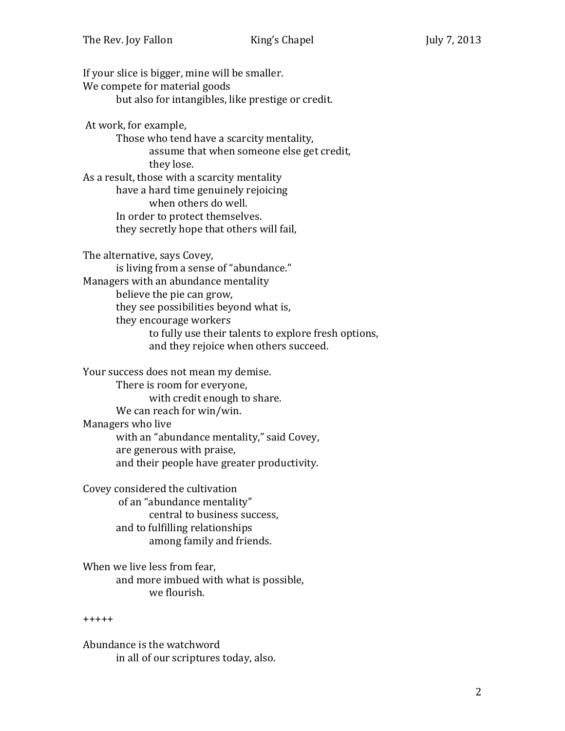If your slice is bigger, mine will be smaller.
We compete for material goods
but also for intangibles, like prestige or credit.

At work, for example,
Those who tend have a scarcity mentality,
assume that when someone else get credit,
they lose.
As a result, those with a scarcity mentality
have a hard time genuinely rejoicing
when others do well.
In order to protect themselves.
they secretly hope that others will fail,

The alternative, says Covey,
is living from a sense of "abundance."
Managers with an abundance mentality
believe the pie can grow,
they see possibilities beyond what is,
they encourage workers
to fully use their talents to explore fresh options,
and they rejoice when others succeed.

Your success does not mean my demise.
There is room for everyone,
with credit enough to share.
We can reach for win/win.
Managers who live
with an "abundance mentality," said Covey,
are generous with praise,
and their people have greater productivity.

Covey considered the cultivation
of an "abundance mentality"
central to business success,
and to fulfilling relationships
among family and friends.

When we live less from fear,
and more imbued with what is possible,
we flourish.

+++++

Abundance is the watchword
in all of our scriptures today, also.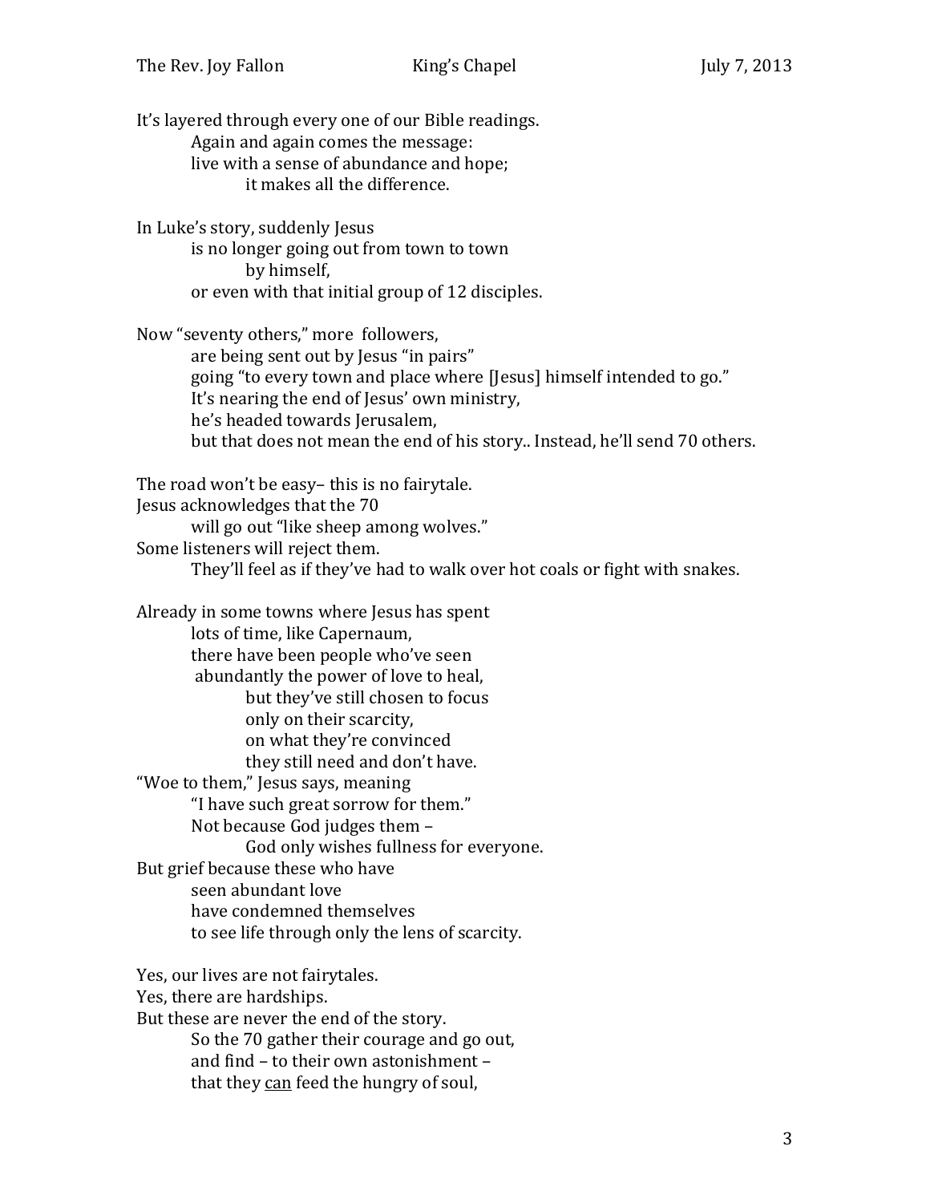It's layered through every one of our Bible readings.
Again and again comes the message:
live with a sense of abundance and hope;
it makes all the difference.

In Luke's story, suddenly Jesus
is no longer going out from town to town
by himself,
or even with that initial group of 12 disciples.

Now "seventy others," more followers,
are being sent out by Jesus "in pairs"
going "to every town and place where [Jesus] himself intended to go."
It's nearing the end of Jesus' own ministry,
he's headed towards Jerusalem,
but that does not mean the end of his story.. Instead, he'll send 70 others.

The road won't be easy– this is no fairytale.
Jesus acknowledges that the 70
will go out "like sheep among wolves."
Some listeners will reject them.
They'll feel as if they've had to walk over hot coals or fight with snakes.

Already in some towns where Jesus has spent
lots of time, like Capernaum,
there have been people who've seen
abundantly the power of love to heal,
but they've still chosen to focus
only on their scarcity,
on what they're convinced
they still need and don't have.
"Woe to them," Jesus says, meaning
"I have such great sorrow for them."
Not because God judges them –
God only wishes fullness for everyone.
But grief because these who have
seen abundant love
have condemned themselves
to see life through only the lens of scarcity.

Yes, our lives are not fairytales.
Yes, there are hardships.
But these are never the end of the story.
So the 70 gather their courage and go out,
and find – to their own astonishment –
that they <u>can</u> feed the hungry of soul,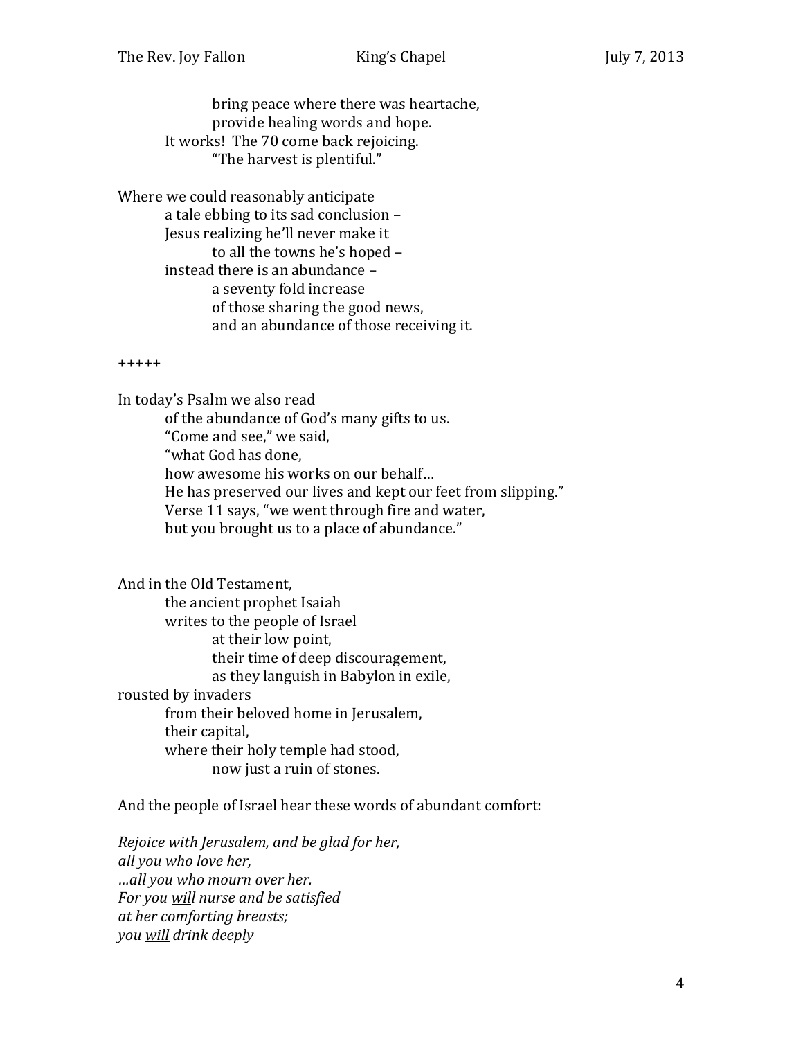bring peace where there was heartache,
provide healing words and hope.
It works! The 70 come back rejoicing.
"The harvest is plentiful."

Where we could reasonably anticipate
a tale ebbing to its sad conclusion –
Jesus realizing he'll never make it
to all the towns he's hoped –
instead there is an abundance –
a seventy fold increase
of those sharing the good news,
and an abundance of those receiving it.

+++++

In today's Psalm we also read
of the abundance of God's many gifts to us.
"Come and see," we said,
"what God has done,
how awesome his works on our behalf…
He has preserved our lives and kept our feet from slipping."
Verse 11 says, "we went through fire and water,
but you brought us to a place of abundance."

And in the Old Testament,
the ancient prophet Isaiah
writes to the people of Israel
at their low point,
their time of deep discouragement,
as they languish in Babylon in exile,
rousted by invaders
from their beloved home in Jerusalem,
their capital,
where their holy temple had stood,
now just a ruin of stones.

And the people of Israel hear these words of abundant comfort:

*Rejoice with Jerusalem, and be glad for her,*
*all you who love her,*
*…all you who mourn over her.*
*For you <u>will</u> nurse and be satisfied*
*at her comforting breasts;*
*you <u>will</u> drink deeply*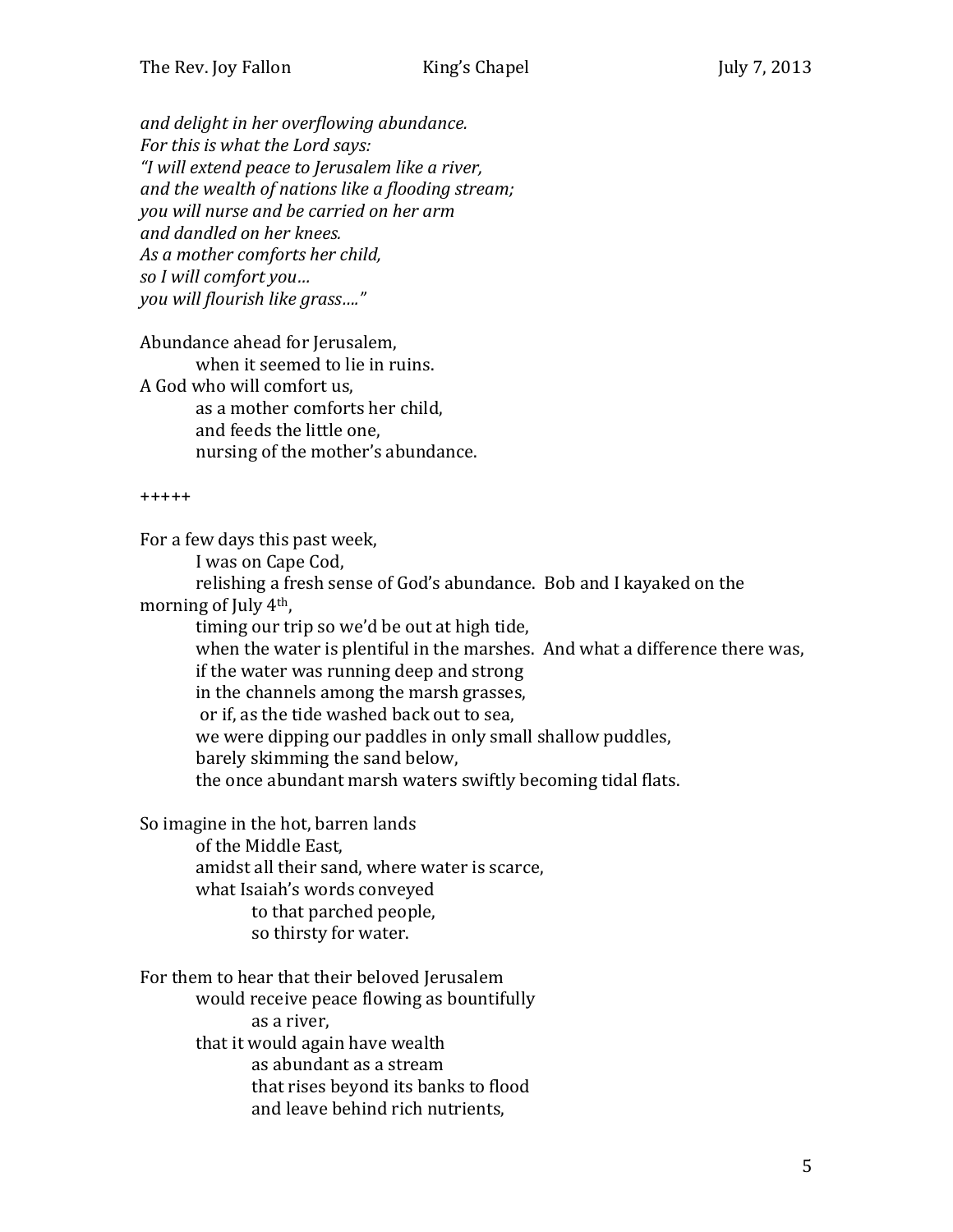*and delight in her overflowing abundance.*
*For this is what the Lord says:*
*"I will extend peace to Jerusalem like a river,*
*and the wealth of nations like a flooding stream;*
*you will nurse and be carried on her arm*
*and dandled on her knees.*
*As a mother comforts her child,*
*so I will comfort you…*
*you will flourish like grass…."*

Abundance ahead for Jerusalem,
when it seemed to lie in ruins.
A God who will comfort us,
as a mother comforts her child,
and feeds the little one,
nursing of the mother's abundance.

+++++

For a few days this past week,
I was on Cape Cod,
relishing a fresh sense of God's abundance. Bob and I kayaked on the morning of July 4th,
timing our trip so we'd be out at high tide,
when the water is plentiful in the marshes. And what a difference there was,
if the water was running deep and strong
in the channels among the marsh grasses,
or if, as the tide washed back out to sea,
we were dipping our paddles in only small shallow puddles,
barely skimming the sand below,
the once abundant marsh waters swiftly becoming tidal flats.

So imagine in the hot, barren lands
of the Middle East,
amidst all their sand, where water is scarce,
what Isaiah's words conveyed
to that parched people,
so thirsty for water.

For them to hear that their beloved Jerusalem
would receive peace flowing as bountifully
as a river,
that it would again have wealth
as abundant as a stream
that rises beyond its banks to flood
and leave behind rich nutrients,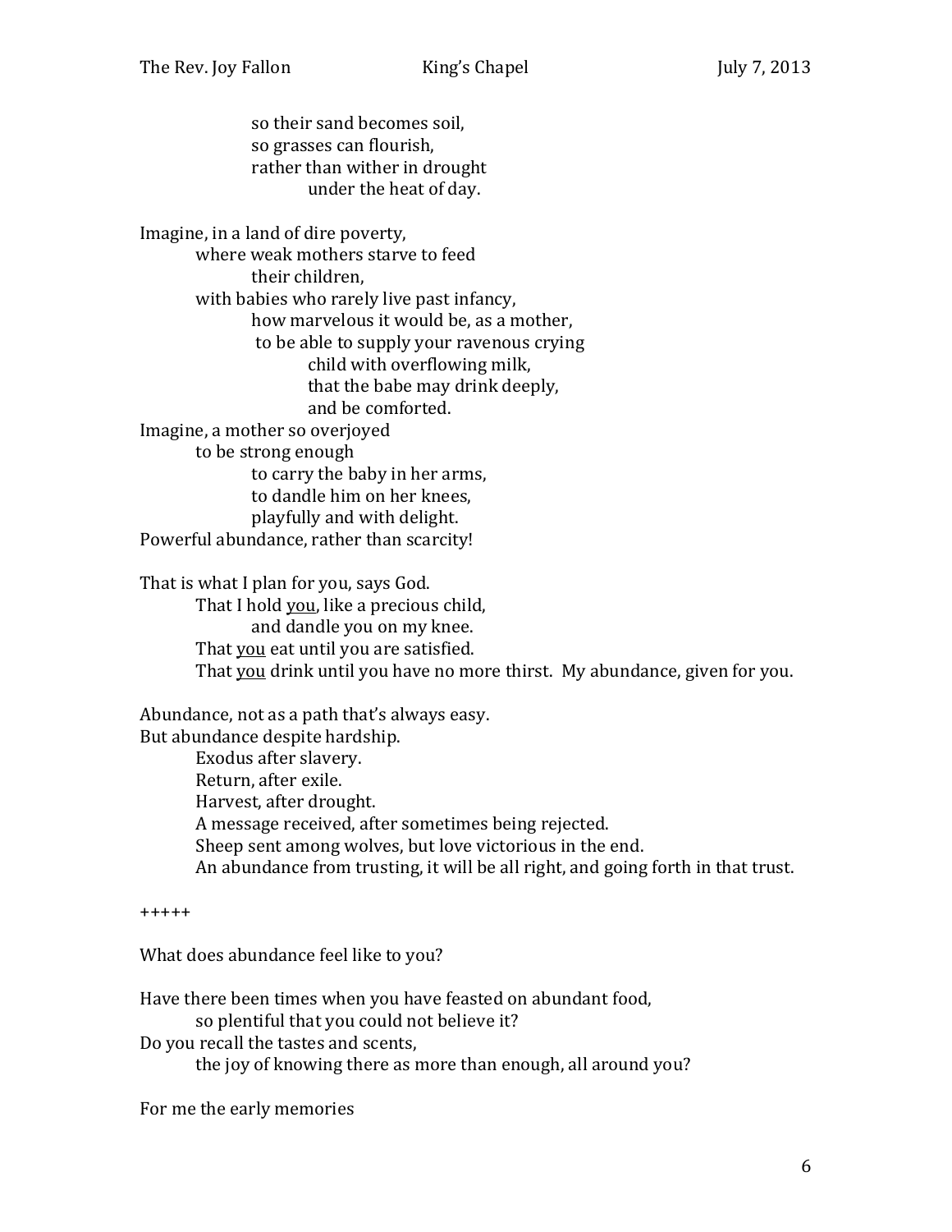so their sand becomes soil,
so grasses can flourish,
rather than wither in drought
under the heat of day.

Imagine, in a land of dire poverty,
where weak mothers starve to feed
their children,
with babies who rarely live past infancy,
how marvelous it would be, as a mother,
to be able to supply your ravenous crying
child with overflowing milk,
that the babe may drink deeply,
and be comforted.
Imagine, a mother so overjoyed
to be strong enough
to carry the baby in her arms,
to dandle him on her knees,
playfully and with delight.
Powerful abundance, rather than scarcity!

That is what I plan for you, says God.
That I hold <u>you</u>, like a precious child,
and dandle you on my knee.
That <u>you</u> eat until you are satisfied.
That <u>you</u> drink until you have no more thirst. My abundance, given for you.

Abundance, not as a path that's always easy.
But abundance despite hardship.
Exodus after slavery.
Return, after exile.
Harvest, after drought.
A message received, after sometimes being rejected.
Sheep sent among wolves, but love victorious in the end.
An abundance from trusting, it will be all right, and going forth in that trust.

+++++

What does abundance feel like to you?

Have there been times when you have feasted on abundant food,
so plentiful that you could not believe it?
Do you recall the tastes and scents,
the joy of knowing there as more than enough, all around you?

For me the early memories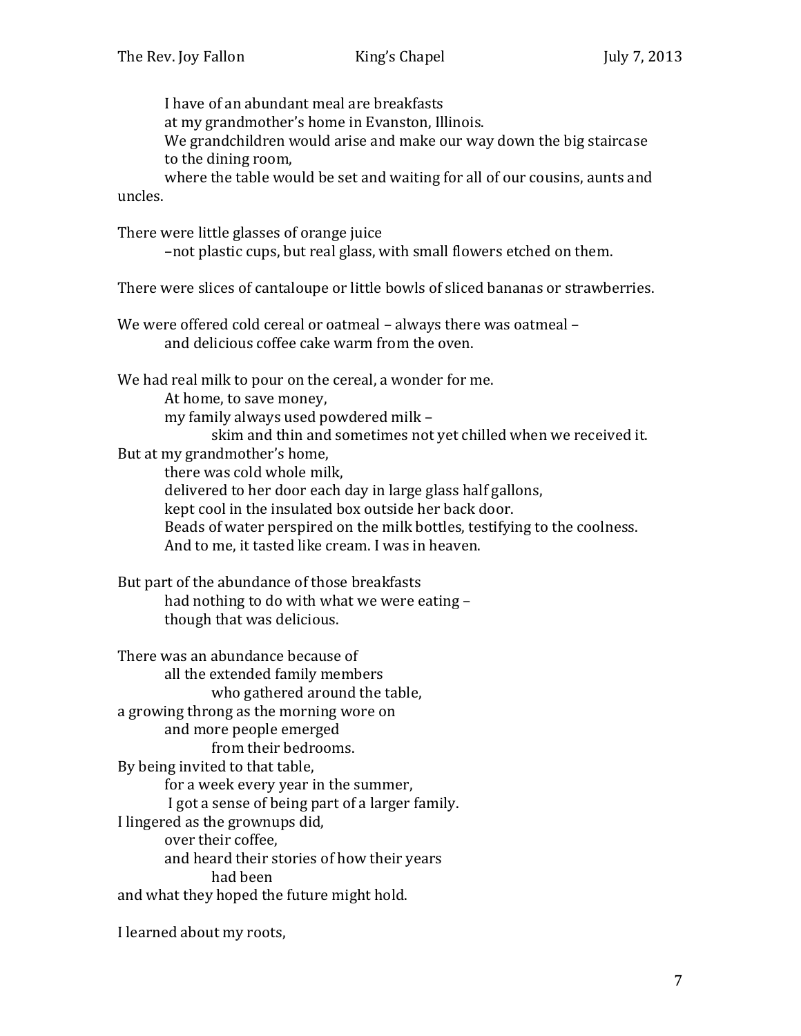I have of an abundant meal are breakfasts
at my grandmother's home in Evanston, Illinois.
We grandchildren would arise and make our way down the big staircase
to the dining room,
where the table would be set and waiting for all of our cousins, aunts and uncles.

There were little glasses of orange juice
–not plastic cups, but real glass, with small flowers etched on them.

There were slices of cantaloupe or little bowls of sliced bananas or strawberries.

We were offered cold cereal or oatmeal – always there was oatmeal –
and delicious coffee cake warm from the oven.

We had real milk to pour on the cereal, a wonder for me.
At home, to save money,
my family always used powdered milk –
skim and thin and sometimes not yet chilled when we received it.
But at my grandmother's home,
there was cold whole milk,
delivered to her door each day in large glass half gallons,
kept cool in the insulated box outside her back door.
Beads of water perspired on the milk bottles, testifying to the coolness.
And to me, it tasted like cream. I was in heaven.

But part of the abundance of those breakfasts
had nothing to do with what we were eating –
though that was delicious.

There was an abundance because of
all the extended family members
who gathered around the table,
a growing throng as the morning wore on
and more people emerged
from their bedrooms.
By being invited to that table,
for a week every year in the summer,
I got a sense of being part of a larger family.
I lingered as the grownups did,
over their coffee,
and heard their stories of how their years
had been
and what they hoped the future might hold.

I learned about my roots,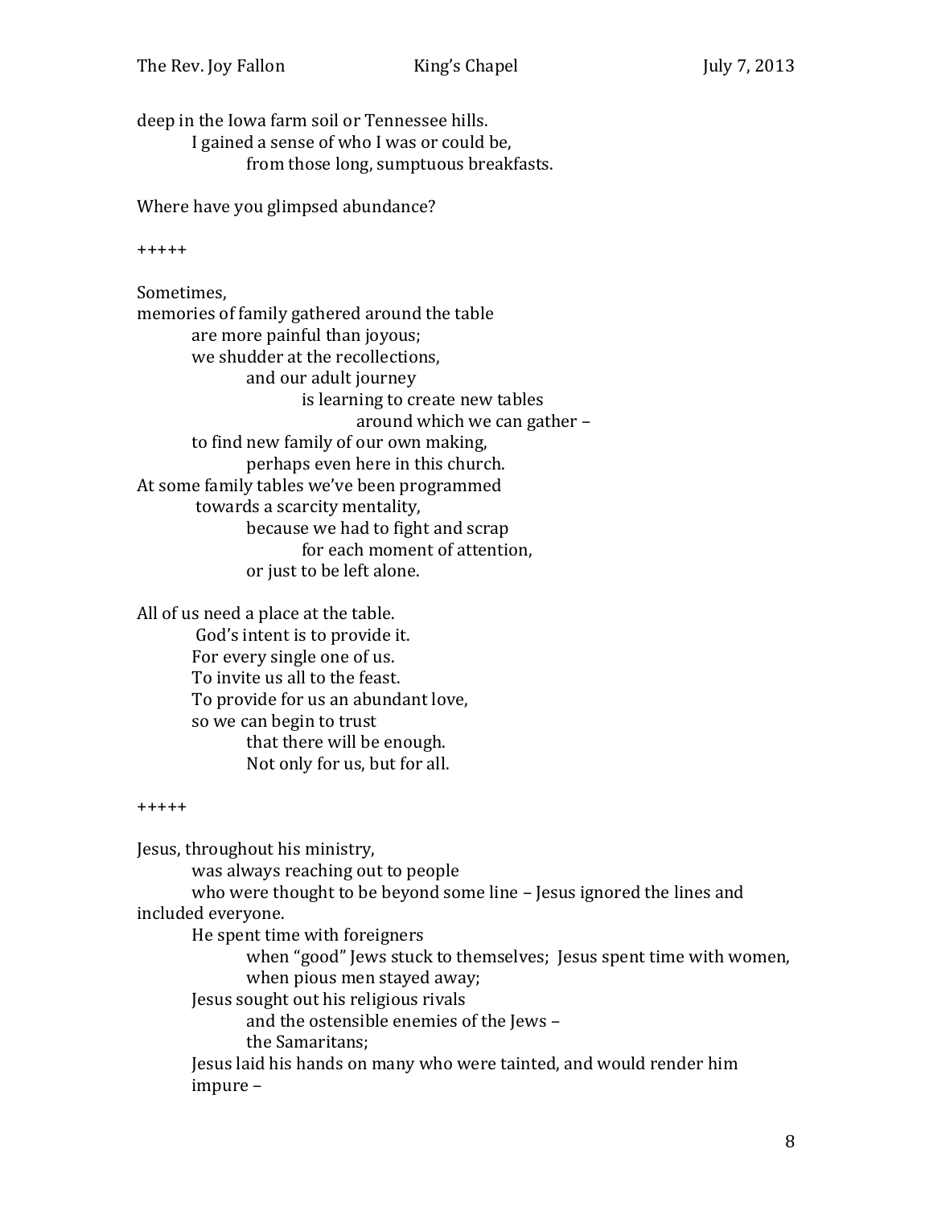deep in the Iowa farm soil or Tennessee hills.
I gained a sense of who I was or could be,
from those long, sumptuous breakfasts.

Where have you glimpsed abundance?

+++++

Sometimes,
memories of family gathered around the table
are more painful than joyous;
we shudder at the recollections,
and our adult journey
is learning to create new tables
around which we can gather –
to find new family of our own making,
perhaps even here in this church.
At some family tables we've been programmed
towards a scarcity mentality,
because we had to fight and scrap
for each moment of attention,
or just to be left alone.

All of us need a place at the table.
God's intent is to provide it.
For every single one of us.
To invite us all to the feast.
To provide for us an abundant love,
so we can begin to trust
that there will be enough.
Not only for us, but for all.

+++++

Jesus, throughout his ministry,
was always reaching out to people
who were thought to be beyond some line – Jesus ignored the lines and included everyone.
He spent time with foreigners
when "good" Jews stuck to themselves; Jesus spent time with women,
when pious men stayed away;
Jesus sought out his religious rivals
and the ostensible enemies of the Jews –
the Samaritans;
Jesus laid his hands on many who were tainted, and would render him impure –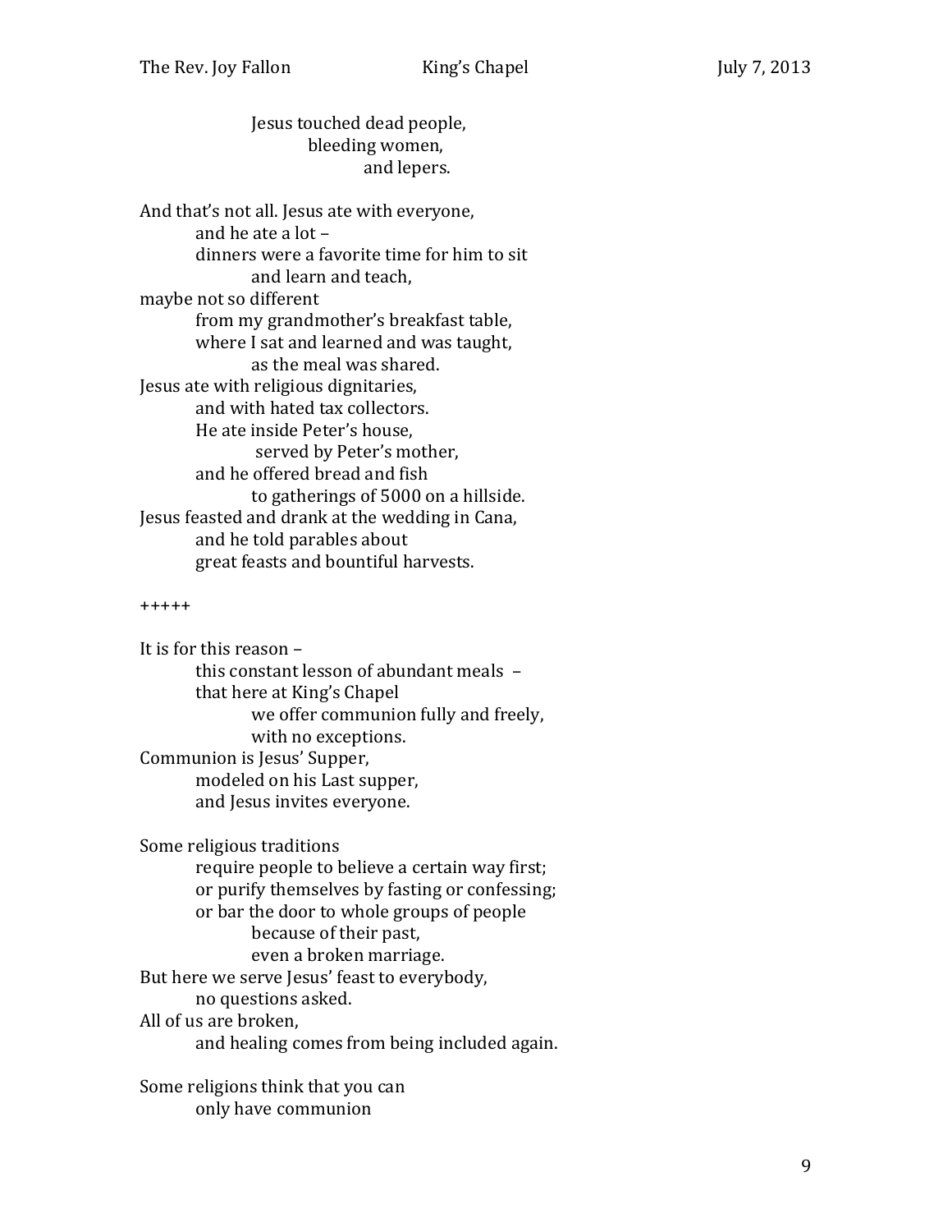Jesus touched dead people,
bleeding women,
and lepers.

And that's not all. Jesus ate with everyone,
and he ate a lot –
dinners were a favorite time for him to sit
and learn and teach,
maybe not so different
from my grandmother's breakfast table,
where I sat and learned and was taught,
as the meal was shared.
Jesus ate with religious dignitaries,
and with hated tax collectors.
He ate inside Peter's house,
served by Peter's mother,
and he offered bread and fish
to gatherings of 5000 on a hillside.
Jesus feasted and drank at the wedding in Cana,
and he told parables about
great feasts and bountiful harvests.

+++++

It is for this reason –
this constant lesson of abundant meals –
that here at King's Chapel
we offer communion fully and freely,
with no exceptions.
Communion is Jesus' Supper,
modeled on his Last supper,
and Jesus invites everyone.

Some religious traditions
require people to believe a certain way first;
or purify themselves by fasting or confessing;
or bar the door to whole groups of people
because of their past,
even a broken marriage.
But here we serve Jesus' feast to everybody,
no questions asked.
All of us are broken,
and healing comes from being included again.

Some religions think that you can
only have communion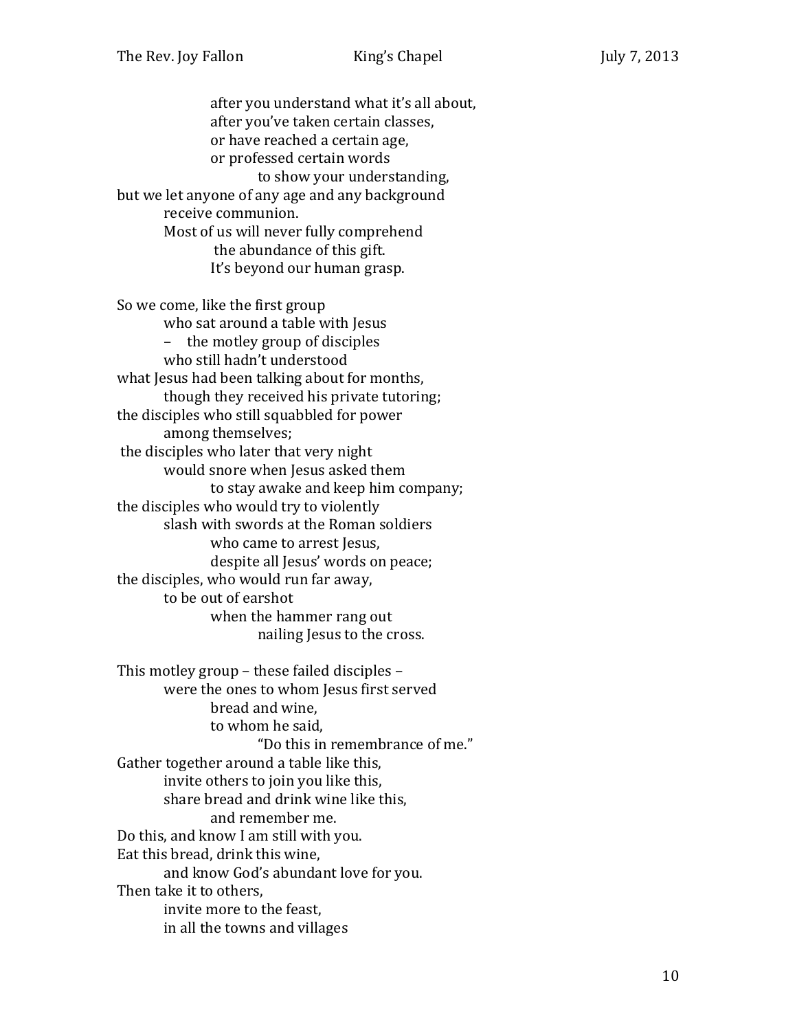after you understand what it's all about,
after you've taken certain classes,
or have reached a certain age,
or professed certain words
to show your understanding,
but we let anyone of any age and any background
receive communion.
Most of us will never fully comprehend
the abundance of this gift.
It's beyond our human grasp.

So we come, like the first group
who sat around a table with Jesus
– the motley group of disciples
who still hadn't understood
what Jesus had been talking about for months,
though they received his private tutoring;
the disciples who still squabbled for power
among themselves;
the disciples who later that very night
would snore when Jesus asked them
to stay awake and keep him company;
the disciples who would try to violently
slash with swords at the Roman soldiers
who came to arrest Jesus,
despite all Jesus' words on peace;
the disciples, who would run far away,
to be out of earshot
when the hammer rang out
nailing Jesus to the cross.

This motley group – these failed disciples –
were the ones to whom Jesus first served
bread and wine,
to whom he said,
"Do this in remembrance of me."
Gather together around a table like this,
invite others to join you like this,
share bread and drink wine like this,
and remember me.
Do this, and know I am still with you.
Eat this bread, drink this wine,
and know God's abundant love for you.
Then take it to others,
invite more to the feast,
in all the towns and villages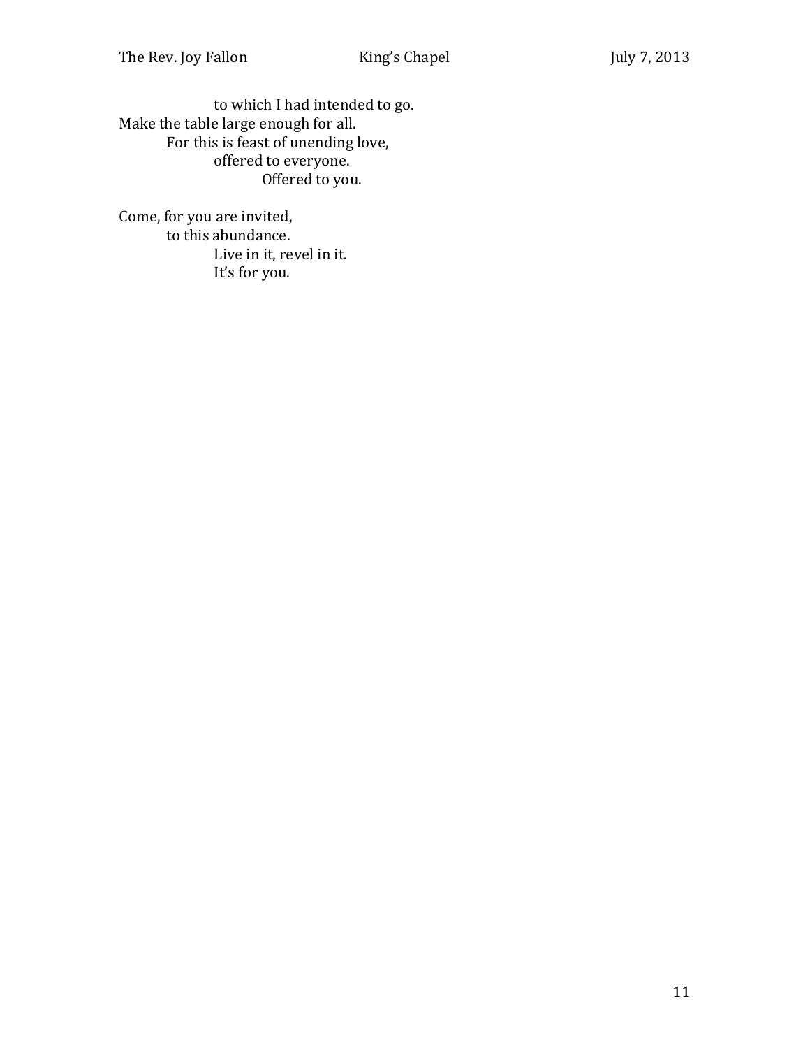to which I had intended to go.
Make the table large enough for all.
For this is feast of unending love,
offered to everyone.
Offered to you.

Come, for you are invited,
to this abundance.
Live in it, revel in it.
It's for you.